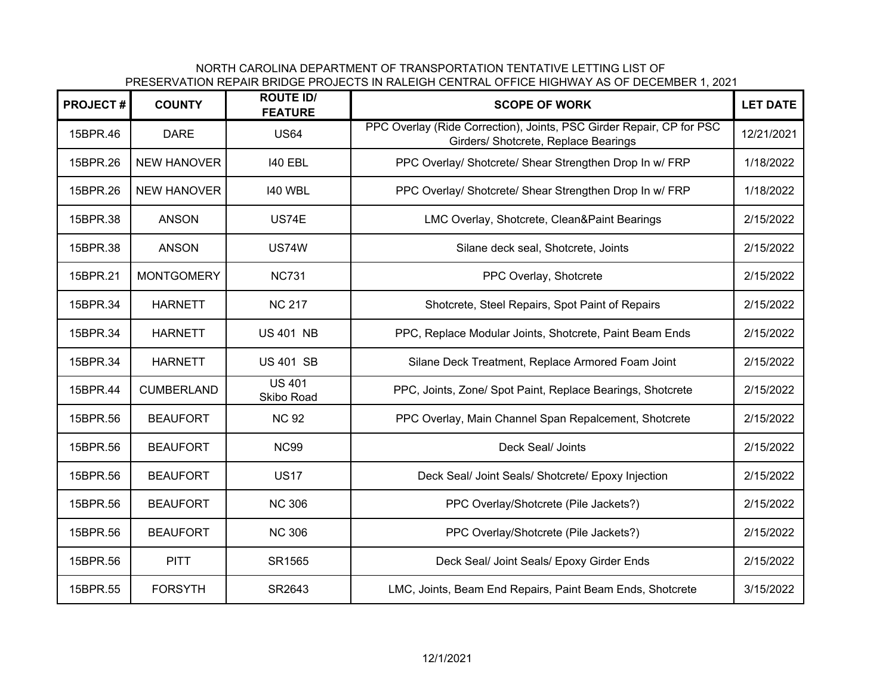# NORTH CAROLINA DEPARTMENT OF TRANSPORTATION TENTATIVE LETTING LIST OF PRESERVATION REPAIR BRIDGE PROJECTS IN RALEIGH CENTRAL OFFICE HIGHWAY AS OF DECEMBER 1, 2021

| PROJECT # | COUNTY | ROUTE ID/ FEATURE | SCOPE OF WORK | LET DATE |
|---|---|---|---|---|
| 15BPR.46 | DARE | US64 | PPC Overlay (Ride Correction), Joints, PSC Girder Repair, CP for PSC Girders/ Shotcrete, Replace Bearings | 12/21/2021 |
| 15BPR.26 | NEW HANOVER | I40 EBL | PPC Overlay/ Shotcrete/ Shear Strengthen Drop In w/ FRP | 1/18/2022 |
| 15BPR.26 | NEW HANOVER | I40 WBL | PPC Overlay/ Shotcrete/ Shear Strengthen Drop In w/ FRP | 1/18/2022 |
| 15BPR.38 | ANSON | US74E | LMC Overlay, Shotcrete, Clean&Paint Bearings | 2/15/2022 |
| 15BPR.38 | ANSON | US74W | Silane deck seal, Shotcrete, Joints | 2/15/2022 |
| 15BPR.21 | MONTGOMERY | NC731 | PPC Overlay, Shotcrete | 2/15/2022 |
| 15BPR.34 | HARNETT | NC 217 | Shotcrete, Steel Repairs, Spot Paint of Repairs | 2/15/2022 |
| 15BPR.34 | HARNETT | US 401 NB | PPC, Replace Modular Joints, Shotcrete, Paint Beam Ends | 2/15/2022 |
| 15BPR.34 | HARNETT | US 401 SB | Silane Deck Treatment, Replace Armored Foam Joint | 2/15/2022 |
| 15BPR.44 | CUMBERLAND | US 401 Skibo Road | PPC, Joints, Zone/ Spot Paint, Replace Bearings, Shotcrete | 2/15/2022 |
| 15BPR.56 | BEAUFORT | NC 92 | PPC Overlay, Main Channel Span Repalcement, Shotcrete | 2/15/2022 |
| 15BPR.56 | BEAUFORT | NC99 | Deck Seal/ Joints | 2/15/2022 |
| 15BPR.56 | BEAUFORT | US17 | Deck Seal/ Joint Seals/ Shotcrete/ Epoxy Injection | 2/15/2022 |
| 15BPR.56 | BEAUFORT | NC 306 | PPC Overlay/Shotcrete (Pile Jackets?) | 2/15/2022 |
| 15BPR.56 | BEAUFORT | NC 306 | PPC Overlay/Shotcrete (Pile Jackets?) | 2/15/2022 |
| 15BPR.56 | PITT | SR1565 | Deck Seal/ Joint Seals/ Epoxy Girder Ends | 2/15/2022 |
| 15BPR.55 | FORSYTH | SR2643 | LMC, Joints, Beam End Repairs, Paint Beam Ends, Shotcrete | 3/15/2022 |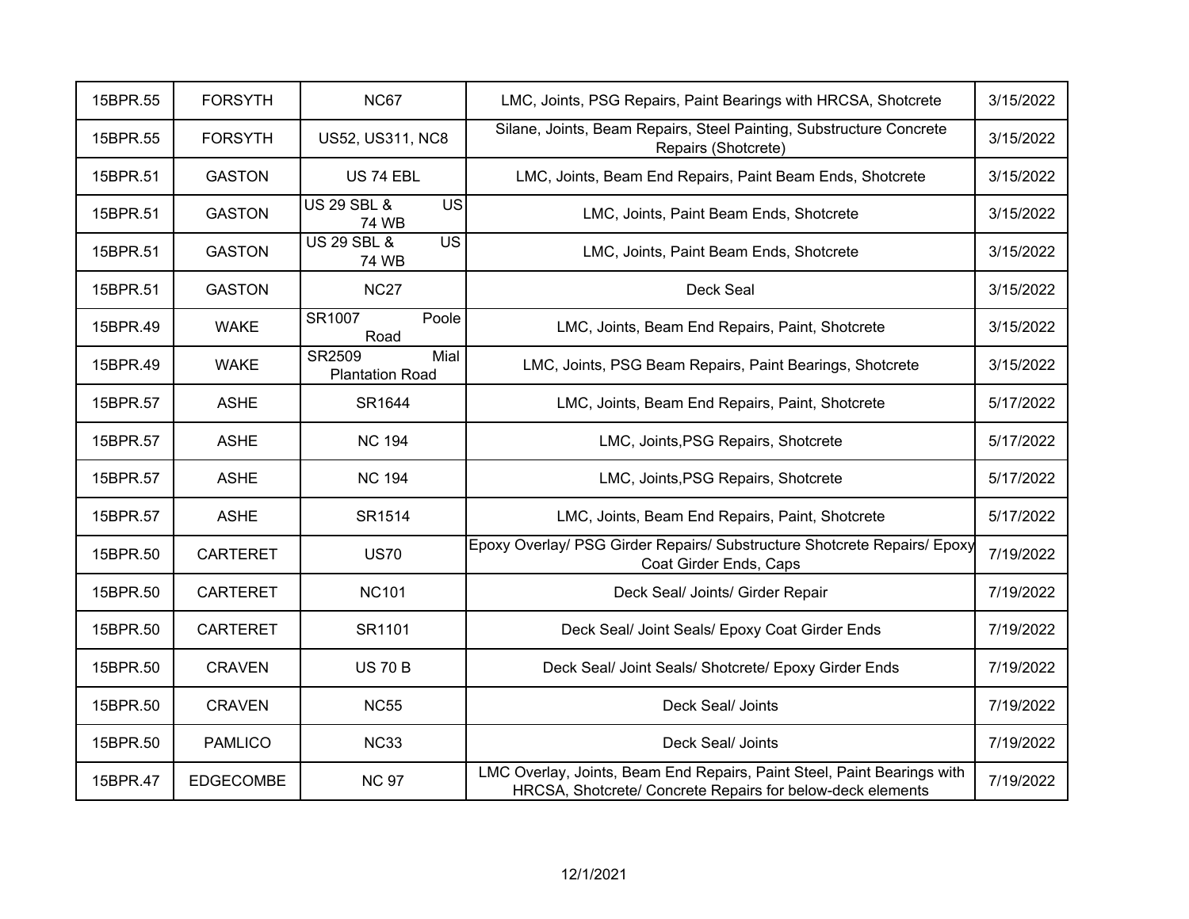| | | | | |
|---|---|---|---|---|
| 15BPR.55 | FORSYTH | NC67 | LMC, Joints, PSG Repairs, Paint Bearings with HRCSA, Shotcrete | 3/15/2022 |
| 15BPR.55 | FORSYTH | US52, US311, NC8 | Silane, Joints, Beam Repairs, Steel Painting, Substructure Concrete Repairs (Shotcrete) | 3/15/2022 |
| 15BPR.51 | GASTON | US 74 EBL | LMC, Joints, Beam End Repairs, Paint Beam Ends, Shotcrete | 3/15/2022 |
| 15BPR.51 | GASTON | US 29 SBL & US 74 WB | LMC, Joints, Paint Beam Ends, Shotcrete | 3/15/2022 |
| 15BPR.51 | GASTON | US 29 SBL & US 74 WB | LMC, Joints, Paint Beam Ends, Shotcrete | 3/15/2022 |
| 15BPR.51 | GASTON | NC27 | Deck Seal | 3/15/2022 |
| 15BPR.49 | WAKE | SR1007 Poole Road | LMC, Joints, Beam End Repairs, Paint, Shotcrete | 3/15/2022 |
| 15BPR.49 | WAKE | SR2509 Mial Plantation Road | LMC, Joints, PSG Beam Repairs, Paint Bearings, Shotcrete | 3/15/2022 |
| 15BPR.57 | ASHE | SR1644 | LMC, Joints, Beam End Repairs, Paint, Shotcrete | 5/17/2022 |
| 15BPR.57 | ASHE | NC 194 | LMC, Joints,PSG Repairs, Shotcrete | 5/17/2022 |
| 15BPR.57 | ASHE | NC 194 | LMC, Joints,PSG Repairs, Shotcrete | 5/17/2022 |
| 15BPR.57 | ASHE | SR1514 | LMC, Joints, Beam End Repairs, Paint, Shotcrete | 5/17/2022 |
| 15BPR.50 | CARTERET | US70 | Epoxy Overlay/ PSG Girder Repairs/ Substructure Shotcrete Repairs/ Epoxy Coat Girder Ends, Caps | 7/19/2022 |
| 15BPR.50 | CARTERET | NC101 | Deck Seal/ Joints/ Girder Repair | 7/19/2022 |
| 15BPR.50 | CARTERET | SR1101 | Deck Seal/ Joint Seals/ Epoxy Coat Girder Ends | 7/19/2022 |
| 15BPR.50 | CRAVEN | US 70 B | Deck Seal/ Joint Seals/ Shotcrete/ Epoxy Girder Ends | 7/19/2022 |
| 15BPR.50 | CRAVEN | NC55 | Deck Seal/ Joints | 7/19/2022 |
| 15BPR.50 | PAMLICO | NC33 | Deck Seal/ Joints | 7/19/2022 |
| 15BPR.47 | EDGECOMBE | NC 97 | LMC Overlay, Joints, Beam End Repairs, Paint Steel, Paint Bearings with HRCSA, Shotcrete/ Concrete Repairs for below-deck elements | 7/19/2022 |

12/1/2021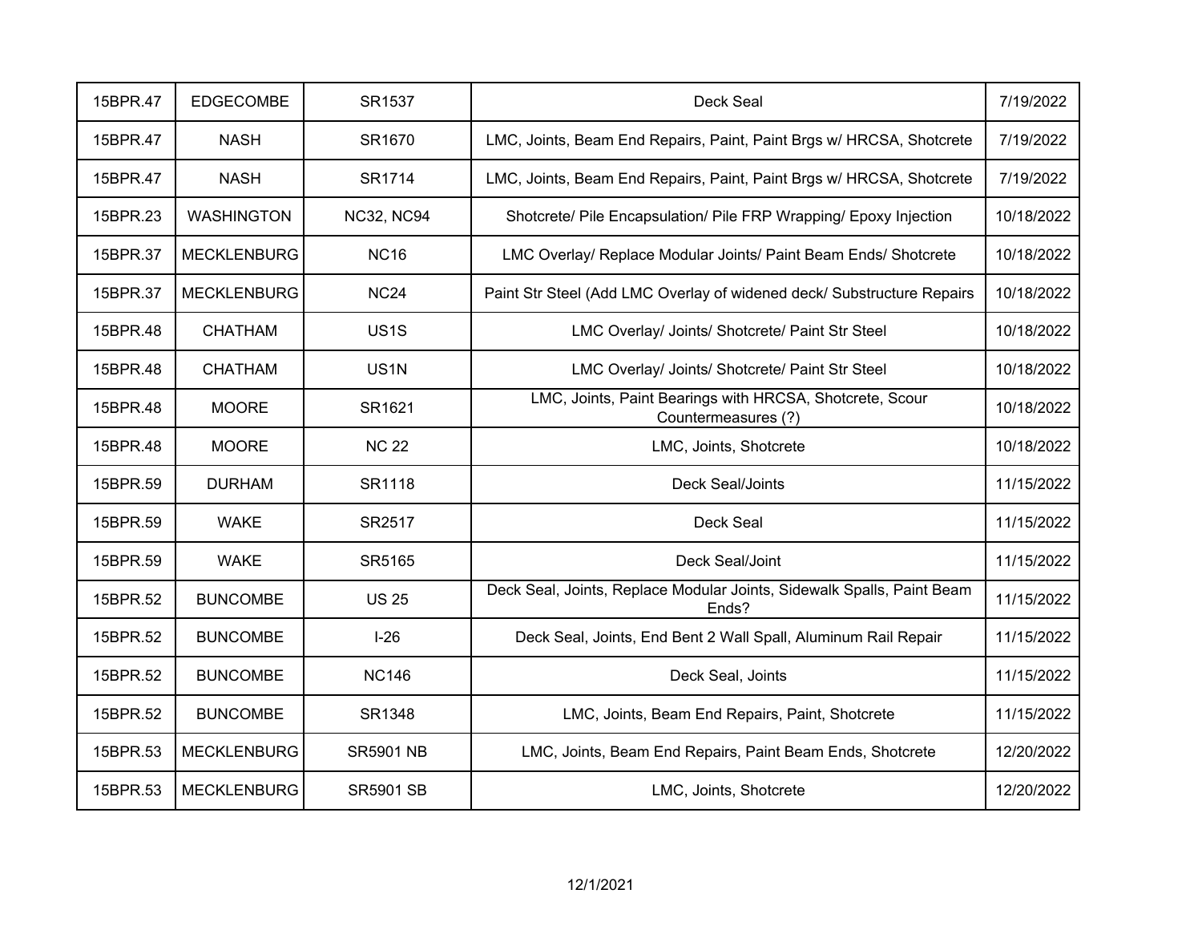| 15BPR.47 | EDGECOMBE | SR1537 | Deck Seal | 7/19/2022 |
|---|---|---|---|---|
| 15BPR.47 | NASH | SR1670 | LMC, Joints, Beam End Repairs, Paint, Paint Brgs w/ HRCSA, Shotcrete | 7/19/2022 |
| 15BPR.47 | NASH | SR1714 | LMC, Joints, Beam End Repairs, Paint, Paint Brgs w/ HRCSA, Shotcrete | 7/19/2022 |
| 15BPR.23 | WASHINGTON | NC32, NC94 | Shotcrete/ Pile Encapsulation/ Pile FRP Wrapping/ Epoxy Injection | 10/18/2022 |
| 15BPR.37 | MECKLENBURG | NC16 | LMC Overlay/ Replace Modular Joints/ Paint Beam Ends/ Shotcrete | 10/18/2022 |
| 15BPR.37 | MECKLENBURG | NC24 | Paint Str Steel (Add LMC Overlay of widened deck/ Substructure Repairs | 10/18/2022 |
| 15BPR.48 | CHATHAM | US1S | LMC Overlay/ Joints/ Shotcrete/ Paint Str Steel | 10/18/2022 |
| 15BPR.48 | CHATHAM | US1N | LMC Overlay/ Joints/ Shotcrete/ Paint Str Steel | 10/18/2022 |
| 15BPR.48 | MOORE | SR1621 | LMC, Joints, Paint Bearings with HRCSA, Shotcrete, Scour Countermeasures (?) | 10/18/2022 |
| 15BPR.48 | MOORE | NC 22 | LMC, Joints, Shotcrete | 10/18/2022 |
| 15BPR.59 | DURHAM | SR1118 | Deck Seal/Joints | 11/15/2022 |
| 15BPR.59 | WAKE | SR2517 | Deck Seal | 11/15/2022 |
| 15BPR.59 | WAKE | SR5165 | Deck Seal/Joint | 11/15/2022 |
| 15BPR.52 | BUNCOMBE | US 25 | Deck Seal, Joints, Replace Modular Joints, Sidewalk Spalls, Paint Beam Ends? | 11/15/2022 |
| 15BPR.52 | BUNCOMBE | I-26 | Deck Seal, Joints, End Bent 2 Wall Spall, Aluminum Rail Repair | 11/15/2022 |
| 15BPR.52 | BUNCOMBE | NC146 | Deck Seal, Joints | 11/15/2022 |
| 15BPR.52 | BUNCOMBE | SR1348 | LMC, Joints, Beam End Repairs, Paint, Shotcrete | 11/15/2022 |
| 15BPR.53 | MECKLENBURG | SR5901 NB | LMC, Joints, Beam End Repairs, Paint Beam Ends, Shotcrete | 12/20/2022 |
| 15BPR.53 | MECKLENBURG | SR5901 SB | LMC, Joints, Shotcrete | 12/20/2022 |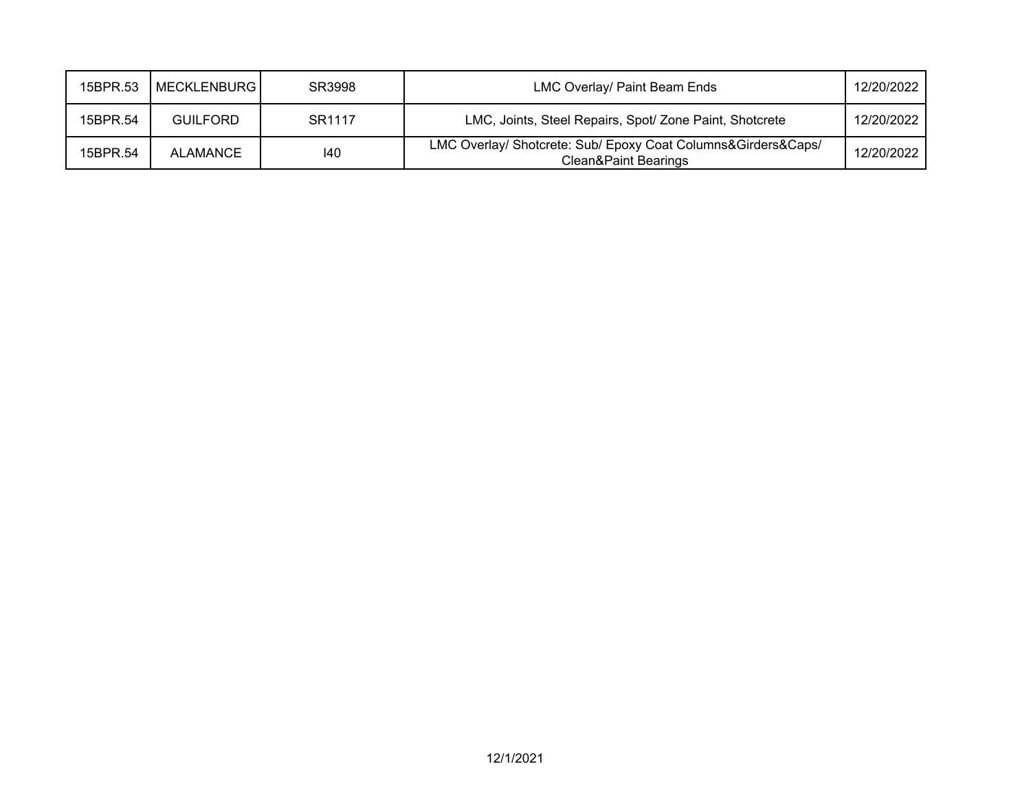| | | | | |
|---|---|---|---|---|
| 15BPR.53 | MECKLENBURG | SR3998 | LMC Overlay/ Paint Beam Ends | 12/20/2022 |
| 15BPR.54 | GUILFORD | SR1117 | LMC, Joints, Steel Repairs, Spot/ Zone Paint, Shotcrete | 12/20/2022 |
| 15BPR.54 | ALAMANCE | I40 | LMC Overlay/ Shotcrete: Sub/ Epoxy Coat Columns&Girders&Caps/ Clean&Paint Bearings | 12/20/2022 |